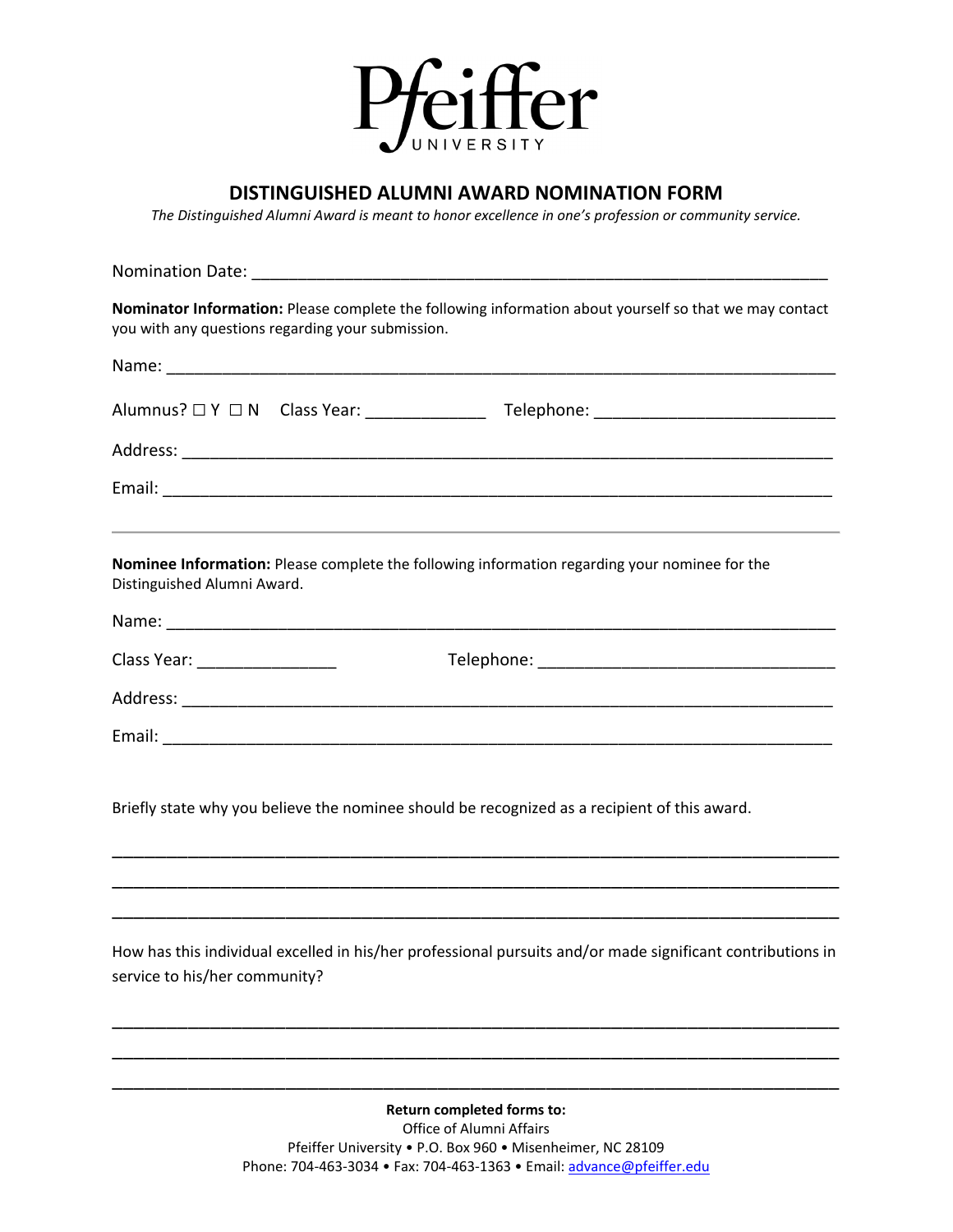# Pfeiffer UNIVERSITY

## DISTINGUISHED ALUMNI AWARD NOMINATION FORM

*The Distinguished Alumni Award is meant to honor excellence in one's profession or community service.*

Nomination Date: ______________________________________________________________

**Nominator Information:** Please complete the following information about yourself so that we may contact you with any questions regarding your submission.

Name: ____________________________________________________________________

Alumnus? ☐ Y ☐ N  Class Year: _____________  Telephone: _________________________

Address: __________________________________________________________________

Email: ____________________________________________________________________

---

**Nominee Information:** Please complete the following information regarding your nominee for the Distinguished Alumni Award.

Name: ____________________________________________________________________

Class Year: _______________  Telephone: ________________________________

Address: __________________________________________________________________

Email: ____________________________________________________________________

Briefly state why you believe the nominee should be recognized as a recipient of this award.

__________________________________________________________________________

__________________________________________________________________________

__________________________________________________________________________

How has this individual excelled in his/her professional pursuits and/or made significant contributions in service to his/her community?

__________________________________________________________________________

__________________________________________________________________________

__________________________________________________________________________

**Return completed forms to:**
Office of Alumni Affairs
Pfeiffer University • P.O. Box 960 • Misenheimer, NC 28109
Phone: 704-463-3034 • Fax: 704-463-1363 • Email: advance@pfeiffer.edu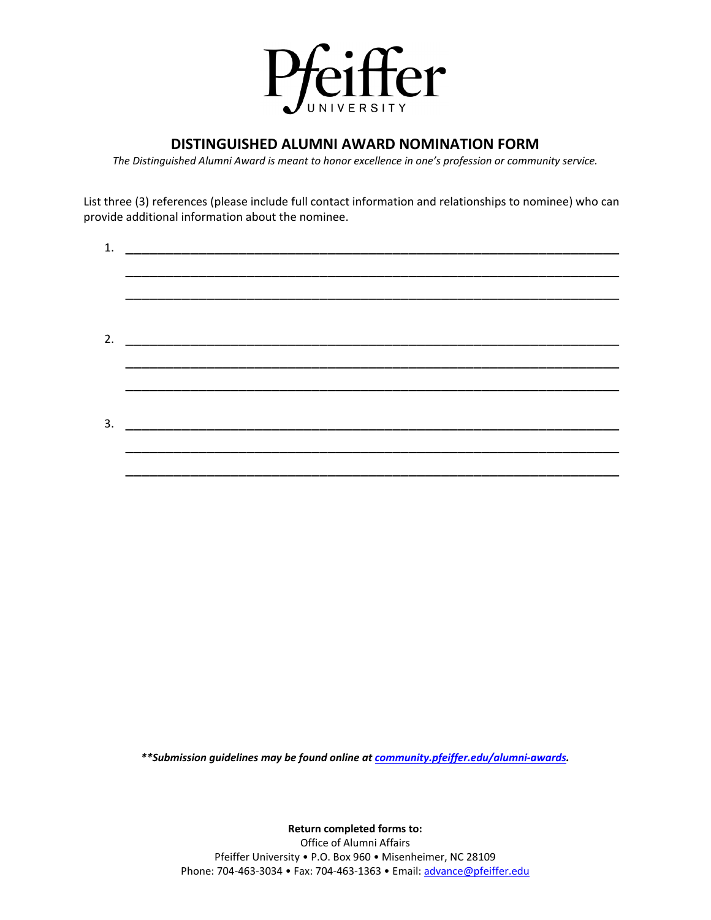Pfeiffer UNIVERSITY

## DISTINGUISHED ALUMNI AWARD NOMINATION FORM

*The Distinguished Alumni Award is meant to honor excellence in one's profession or community service.*

List three (3) references (please include full contact information and relationships to nominee) who can provide additional information about the nominee.

1. ______________________________________________________________________
______________________________________________________________________
______________________________________________________________________

2. ______________________________________________________________________
______________________________________________________________________
______________________________________________________________________

3. ______________________________________________________________________
______________________________________________________________________
______________________________________________________________________

***\*\*Submission guidelines may be found online at community.pfeiffer.edu/alumni-awards.***

**Return completed forms to:**
Office of Alumni Affairs
Pfeiffer University • P.O. Box 960 • Misenheimer, NC 28109
Phone: 704-463-3034 • Fax: 704-463-1363 • Email: advance@pfeiffer.edu